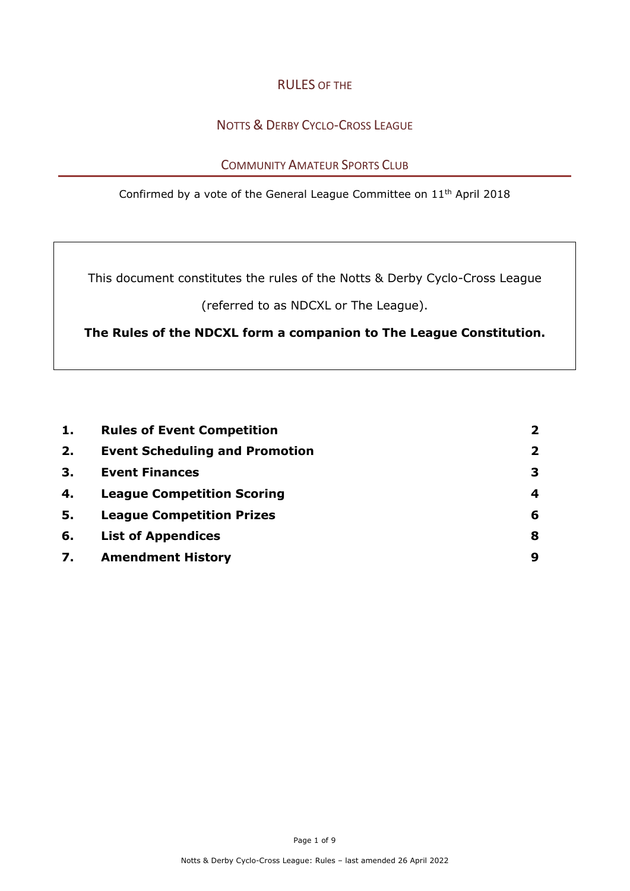# RULES OF THE

# NOTTS & DERBY CYCLO-CROSS LEAGUE

# COMMUNITY AMATEUR SPORTS CLUB

Confirmed by a vote of the General League Committee on 11th April 2018

This document constitutes the rules of the Notts & Derby Cyclo-Cross League (referred to as NDCXL or The League).

**The Rules of the NDCXL form a companion to The League Constitution.**

| | | |
|---|---|---|
| **1.** | **Rules of Event Competition** | **2** |
| **2.** | **Event Scheduling and Promotion** | **2** |
| **3.** | **Event Finances** | **3** |
| **4.** | **League Competition Scoring** | **4** |
| **5.** | **League Competition Prizes** | **6** |
| **6.** | **List of Appendices** | **8** |
| **7.** | **Amendment History** | **9** |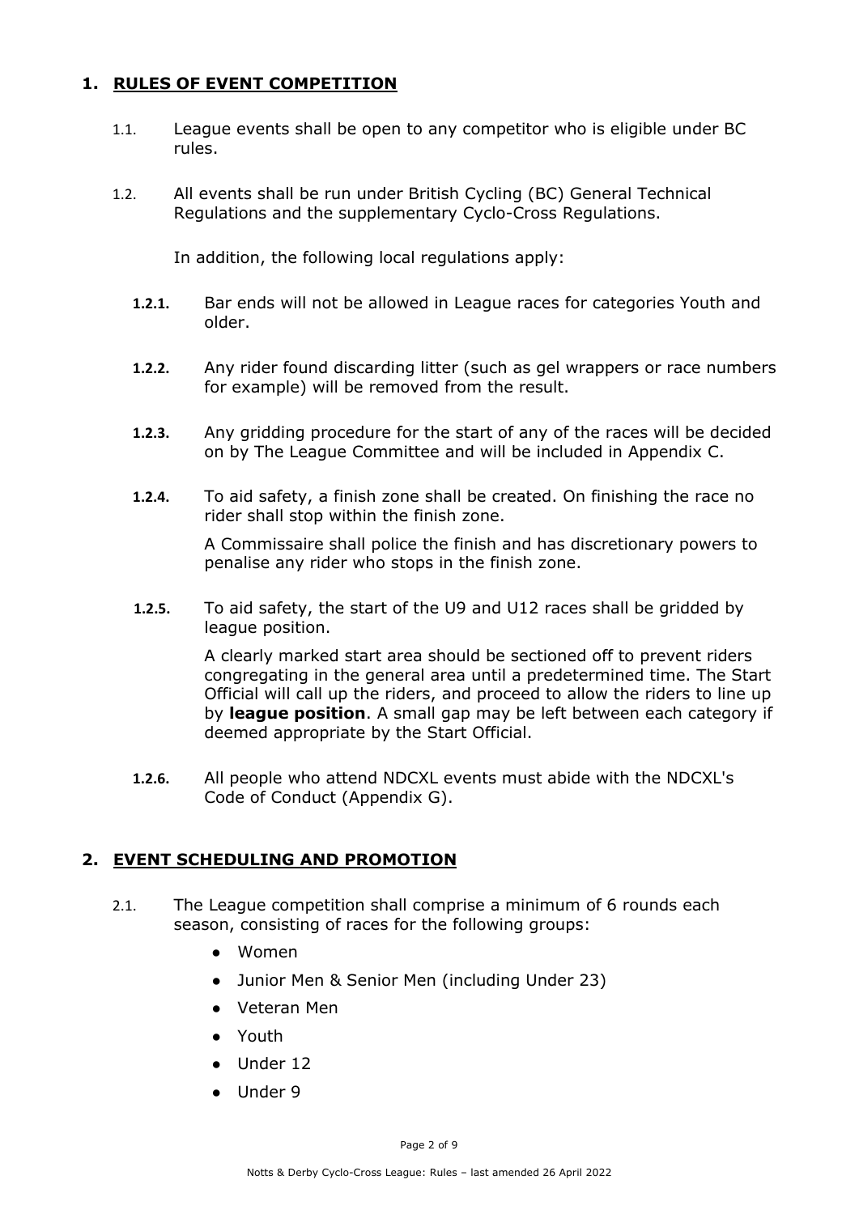## 1. RULES OF EVENT COMPETITION

1.1. League events shall be open to any competitor who is eligible under BC rules.

1.2. All events shall be run under British Cycling (BC) General Technical Regulations and the supplementary Cyclo-Cross Regulations.

In addition, the following local regulations apply:

**1.2.1.** Bar ends will not be allowed in League races for categories Youth and older.

**1.2.2.** Any rider found discarding litter (such as gel wrappers or race numbers for example) will be removed from the result.

**1.2.3.** Any gridding procedure for the start of any of the races will be decided on by The League Committee and will be included in Appendix C.

**1.2.4.** To aid safety, a finish zone shall be created. On finishing the race no rider shall stop within the finish zone.

A Commissaire shall police the finish and has discretionary powers to penalise any rider who stops in the finish zone.

**1.2.5.** To aid safety, the start of the U9 and U12 races shall be gridded by league position.

A clearly marked start area should be sectioned off to prevent riders congregating in the general area until a predetermined time. The Start Official will call up the riders, and proceed to allow the riders to line up by **league position**. A small gap may be left between each category if deemed appropriate by the Start Official.

**1.2.6.** All people who attend NDCXL events must abide with the NDCXL's Code of Conduct (Appendix G).

## 2. EVENT SCHEDULING AND PROMOTION

2.1. The League competition shall comprise a minimum of 6 rounds each season, consisting of races for the following groups:

- Women
- Junior Men & Senior Men (including Under 23)
- Veteran Men
- Youth
- Under 12
- Under 9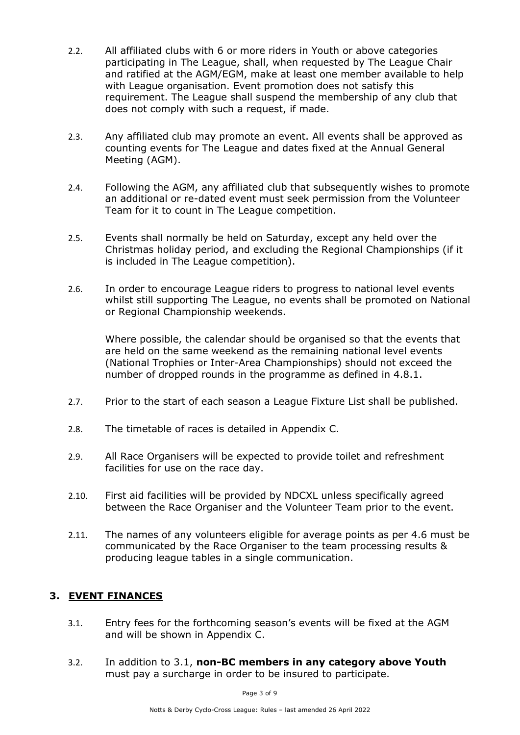2.2. All affiliated clubs with 6 or more riders in Youth or above categories participating in The League, shall, when requested by The League Chair and ratified at the AGM/EGM, make at least one member available to help with League organisation. Event promotion does not satisfy this requirement. The League shall suspend the membership of any club that does not comply with such a request, if made.

2.3. Any affiliated club may promote an event. All events shall be approved as counting events for The League and dates fixed at the Annual General Meeting (AGM).

2.4. Following the AGM, any affiliated club that subsequently wishes to promote an additional or re-dated event must seek permission from the Volunteer Team for it to count in The League competition.

2.5. Events shall normally be held on Saturday, except any held over the Christmas holiday period, and excluding the Regional Championships (if it is included in The League competition).

2.6. In order to encourage League riders to progress to national level events whilst still supporting The League, no events shall be promoted on National or Regional Championship weekends.

Where possible, the calendar should be organised so that the events that are held on the same weekend as the remaining national level events (National Trophies or Inter-Area Championships) should not exceed the number of dropped rounds in the programme as defined in 4.8.1.

2.7. Prior to the start of each season a League Fixture List shall be published.

2.8. The timetable of races is detailed in Appendix C.

2.9. All Race Organisers will be expected to provide toilet and refreshment facilities for use on the race day.

2.10. First aid facilities will be provided by NDCXL unless specifically agreed between the Race Organiser and the Volunteer Team prior to the event.

2.11. The names of any volunteers eligible for average points as per 4.6 must be communicated by the Race Organiser to the team processing results & producing league tables in a single communication.

## 3. EVENT FINANCES

3.1. Entry fees for the forthcoming season's events will be fixed at the AGM and will be shown in Appendix C.

3.2. In addition to 3.1, **non-BC members in any category above Youth** must pay a surcharge in order to be insured to participate.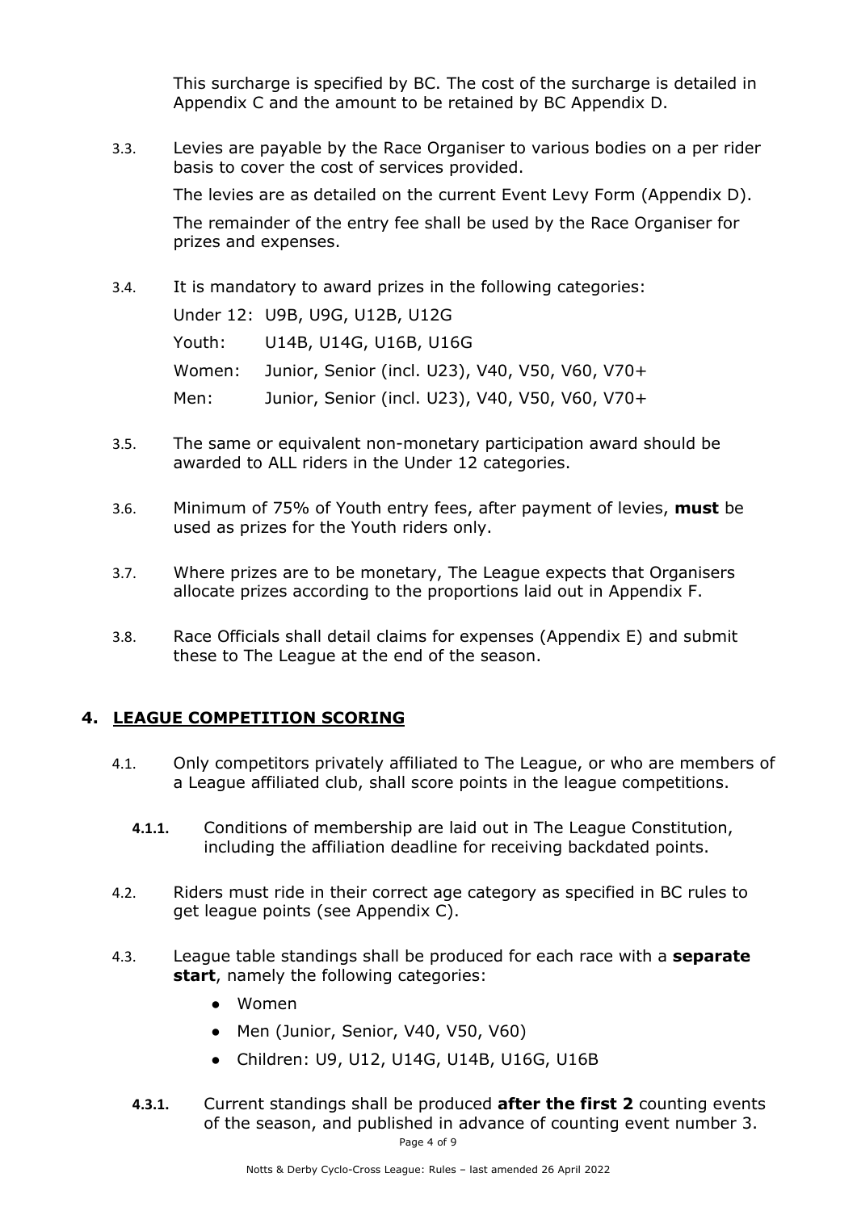This surcharge is specified by BC. The cost of the surcharge is detailed in Appendix C and the amount to be retained by BC Appendix D.

3.3. Levies are payable by the Race Organiser to various bodies on a per rider basis to cover the cost of services provided.

The levies are as detailed on the current Event Levy Form (Appendix D).

The remainder of the entry fee shall be used by the Race Organiser for prizes and expenses.

3.4. It is mandatory to award prizes in the following categories:

| | |
|---|---|
| Under 12: | U9B, U9G, U12B, U12G |
| Youth: | U14B, U14G, U16B, U16G |
| Women: | Junior, Senior (incl. U23), V40, V50, V60, V70+ |
| Men: | Junior, Senior (incl. U23), V40, V50, V60, V70+ |

3.5. The same or equivalent non-monetary participation award should be awarded to ALL riders in the Under 12 categories.

3.6. Minimum of 75% of Youth entry fees, after payment of levies, **must** be used as prizes for the Youth riders only.

3.7. Where prizes are to be monetary, The League expects that Organisers allocate prizes according to the proportions laid out in Appendix F.

3.8. Race Officials shall detail claims for expenses (Appendix E) and submit these to The League at the end of the season.

## 4. LEAGUE COMPETITION SCORING

4.1. Only competitors privately affiliated to The League, or who are members of a League affiliated club, shall score points in the league competitions.

**4.1.1.** Conditions of membership are laid out in The League Constitution, including the affiliation deadline for receiving backdated points.

4.2. Riders must ride in their correct age category as specified in BC rules to get league points (see Appendix C).

4.3. League table standings shall be produced for each race with a **separate start**, namely the following categories:

- Women
- Men (Junior, Senior, V40, V50, V60)
- Children: U9, U12, U14G, U14B, U16G, U16B

**4.3.1.** Current standings shall be produced **after the first 2** counting events of the season, and published in advance of counting event number 3.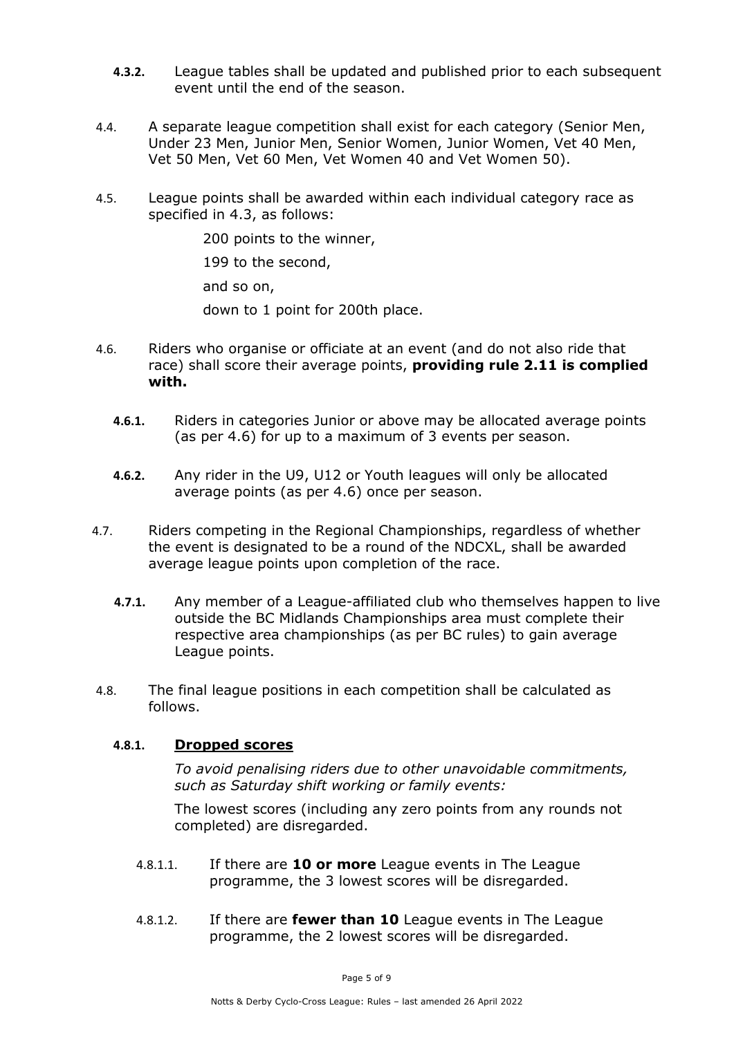**4.3.2.** League tables shall be updated and published prior to each subsequent event until the end of the season.

4.4. A separate league competition shall exist for each category (Senior Men, Under 23 Men, Junior Men, Senior Women, Junior Women, Vet 40 Men, Vet 50 Men, Vet 60 Men, Vet Women 40 and Vet Women 50).

4.5. League points shall be awarded within each individual category race as specified in 4.3, as follows:

200 points to the winner,

199 to the second,

and so on,

down to 1 point for 200th place.

4.6. Riders who organise or officiate at an event (and do not also ride that race) shall score their average points, **providing rule 2.11 is complied with.**

**4.6.1.** Riders in categories Junior or above may be allocated average points (as per 4.6) for up to a maximum of 3 events per season.

**4.6.2.** Any rider in the U9, U12 or Youth leagues will only be allocated average points (as per 4.6) once per season.

4.7. Riders competing in the Regional Championships, regardless of whether the event is designated to be a round of the NDCXL, shall be awarded average league points upon completion of the race.

**4.7.1.** Any member of a League-affiliated club who themselves happen to live outside the BC Midlands Championships area must complete their respective area championships (as per BC rules) to gain average League points.

4.8. The final league positions in each competition shall be calculated as follows.

#### 4.8.1. Dropped scores

*To avoid penalising riders due to other unavoidable commitments, such as Saturday shift working or family events:*

The lowest scores (including any zero points from any rounds not completed) are disregarded.

4.8.1.1. If there are **10 or more** League events in The League programme, the 3 lowest scores will be disregarded.

4.8.1.2. If there are **fewer than 10** League events in The League programme, the 2 lowest scores will be disregarded.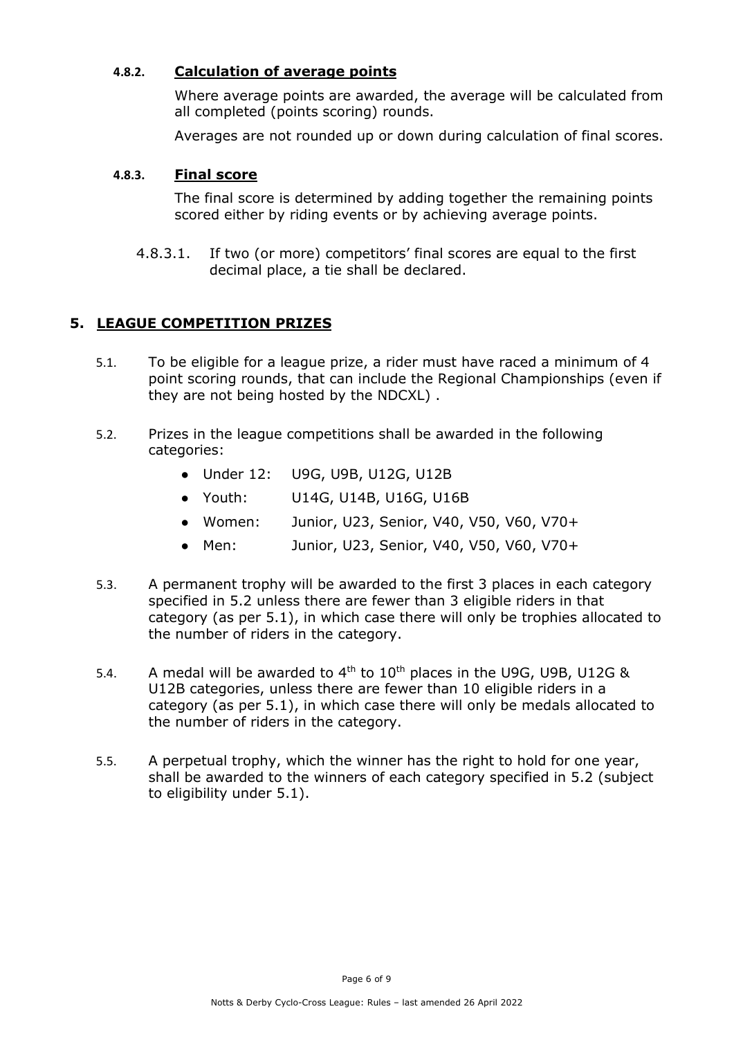#### 4.8.2. Calculation of average points

Where average points are awarded, the average will be calculated from all completed (points scoring) rounds.

Averages are not rounded up or down during calculation of final scores.

#### 4.8.3. Final score

The final score is determined by adding together the remaining points scored either by riding events or by achieving average points.

4.8.3.1. If two (or more) competitors' final scores are equal to the first decimal place, a tie shall be declared.

## 5. LEAGUE COMPETITION PRIZES

5.1. To be eligible for a league prize, a rider must have raced a minimum of 4 point scoring rounds, that can include the Regional Championships (even if they are not being hosted by the NDCXL) .

5.2. Prizes in the league competitions shall be awarded in the following categories:

- Under 12: U9G, U9B, U12G, U12B
- Youth: U14G, U14B, U16G, U16B
- Women: Junior, U23, Senior, V40, V50, V60, V70+
- Men: Junior, U23, Senior, V40, V50, V60, V70+

5.3. A permanent trophy will be awarded to the first 3 places in each category specified in 5.2 unless there are fewer than 3 eligible riders in that category (as per 5.1), in which case there will only be trophies allocated to the number of riders in the category.

5.4. A medal will be awarded to 4th to 10th places in the U9G, U9B, U12G & U12B categories, unless there are fewer than 10 eligible riders in a category (as per 5.1), in which case there will only be medals allocated to the number of riders in the category.

5.5. A perpetual trophy, which the winner has the right to hold for one year, shall be awarded to the winners of each category specified in 5.2 (subject to eligibility under 5.1).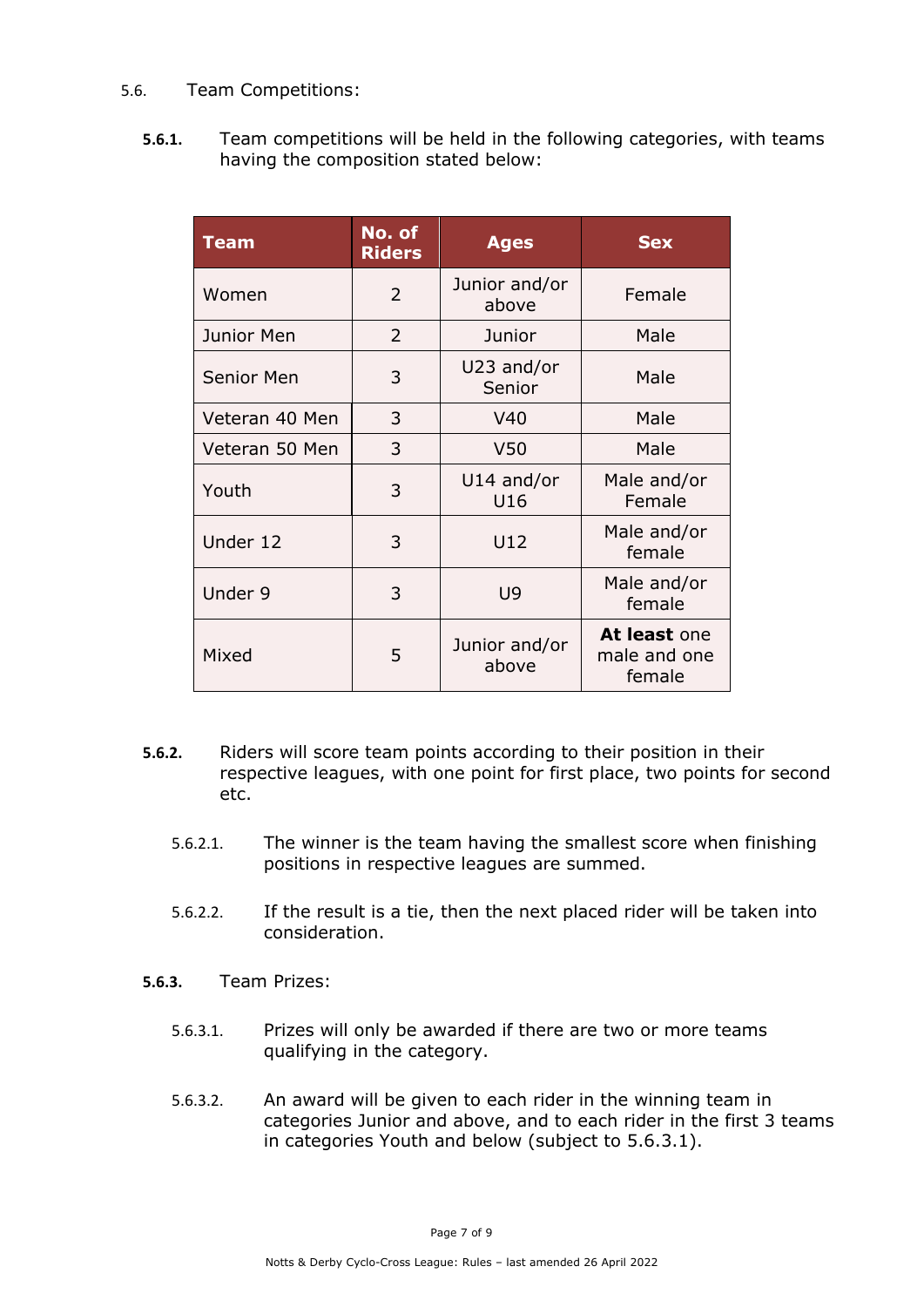5.6. Team Competitions:

**5.6.1.** Team competitions will be held in the following categories, with teams having the composition stated below:

| Team | No. of Riders | Ages | Sex |
|---|---|---|---|
| Women | 2 | Junior and/or above | Female |
| Junior Men | 2 | Junior | Male |
| Senior Men | 3 | U23 and/or Senior | Male |
| Veteran 40 Men | 3 | V40 | Male |
| Veteran 50 Men | 3 | V50 | Male |
| Youth | 3 | U14 and/or U16 | Male and/or Female |
| Under 12 | 3 | U12 | Male and/or female |
| Under 9 | 3 | U9 | Male and/or female |
| Mixed | 5 | Junior and/or above | **At least** one male and one female |

**5.6.2.** Riders will score team points according to their position in their respective leagues, with one point for first place, two points for second etc.

5.6.2.1. The winner is the team having the smallest score when finishing positions in respective leagues are summed.

5.6.2.2. If the result is a tie, then the next placed rider will be taken into consideration.

**5.6.3.** Team Prizes:

5.6.3.1. Prizes will only be awarded if there are two or more teams qualifying in the category.

5.6.3.2. An award will be given to each rider in the winning team in categories Junior and above, and to each rider in the first 3 teams in categories Youth and below (subject to 5.6.3.1).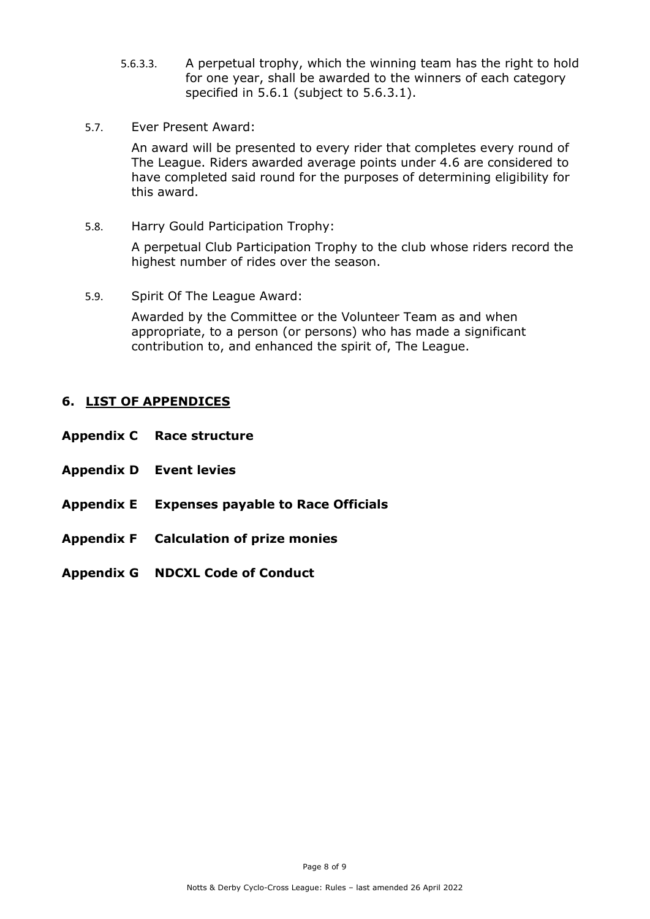5.6.3.3. A perpetual trophy, which the winning team has the right to hold for one year, shall be awarded to the winners of each category specified in 5.6.1 (subject to 5.6.3.1).

5.7. Ever Present Award:

An award will be presented to every rider that completes every round of The League. Riders awarded average points under 4.6 are considered to have completed said round for the purposes of determining eligibility for this award.

5.8. Harry Gould Participation Trophy:

A perpetual Club Participation Trophy to the club whose riders record the highest number of rides over the season.

5.9. Spirit Of The League Award:

Awarded by the Committee or the Volunteer Team as and when appropriate, to a person (or persons) who has made a significant contribution to, and enhanced the spirit of, The League.

## 6. LIST OF APPENDICES

**Appendix C Race structure**

**Appendix D Event levies**

**Appendix E Expenses payable to Race Officials**

**Appendix F Calculation of prize monies**

**Appendix G NDCXL Code of Conduct**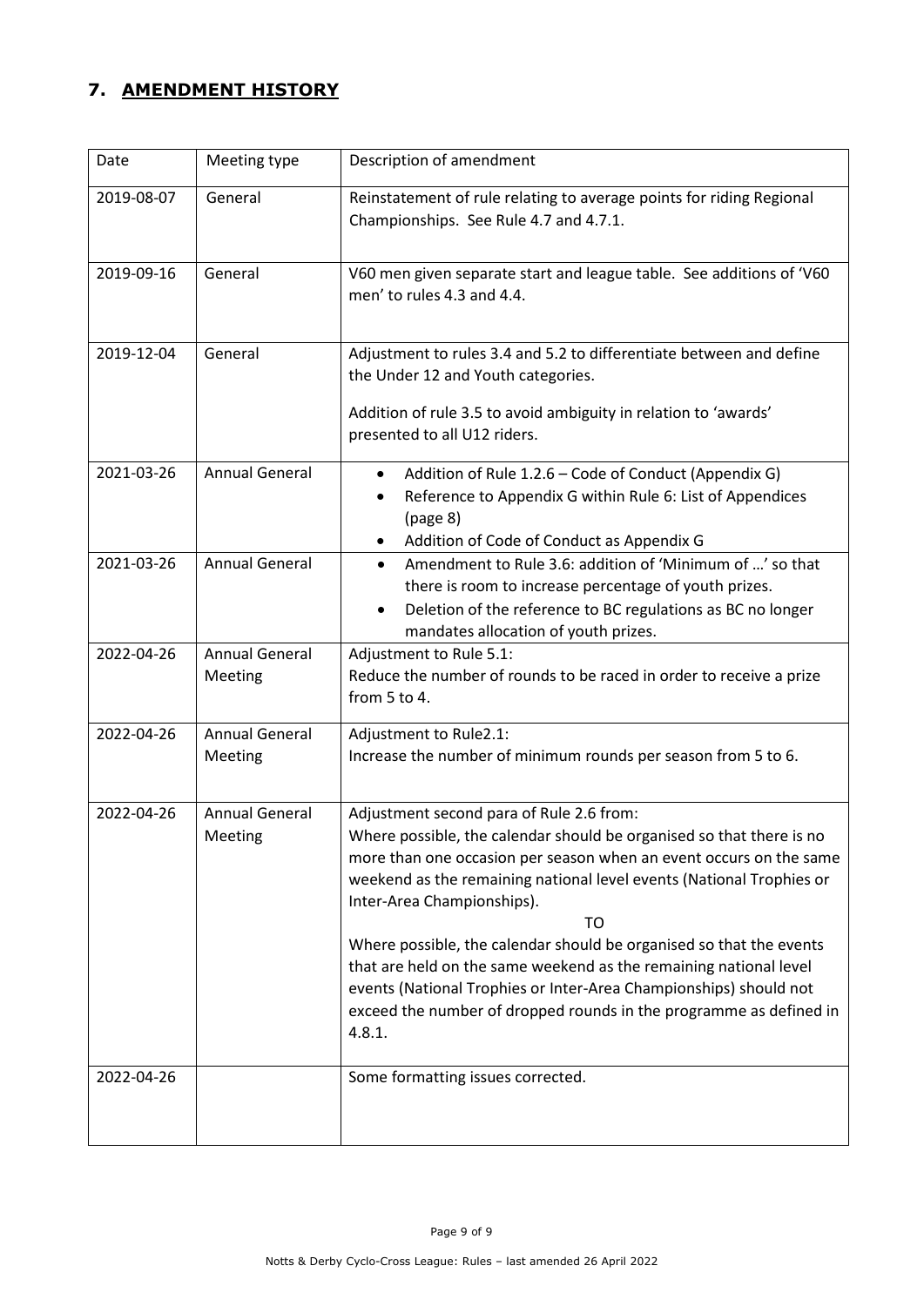## 7. AMENDMENT HISTORY

| Date | Meeting type | Description of amendment |
|---|---|---|
| 2019-08-07 | General | Reinstatement of rule relating to average points for riding Regional Championships. See Rule 4.7 and 4.7.1. |
| 2019-09-16 | General | V60 men given separate start and league table. See additions of 'V60 men' to rules 4.3 and 4.4. |
| 2019-12-04 | General | Adjustment to rules 3.4 and 5.2 to differentiate between and define the Under 12 and Youth categories.<br><br>Addition of rule 3.5 to avoid ambiguity in relation to 'awards' presented to all U12 riders. |
| 2021-03-26 | Annual General | • Addition of Rule 1.2.6 – Code of Conduct (Appendix G)<br>• Reference to Appendix G within Rule 6: List of Appendices (page 8)<br>• Addition of Code of Conduct as Appendix G |
| 2021-03-26 | Annual General | • Amendment to Rule 3.6: addition of 'Minimum of …' so that there is room to increase percentage of youth prizes.<br>• Deletion of the reference to BC regulations as BC no longer mandates allocation of youth prizes. |
| 2022-04-26 | Annual General Meeting | Adjustment to Rule 5.1:<br>Reduce the number of rounds to be raced in order to receive a prize from 5 to 4. |
| 2022-04-26 | Annual General Meeting | Adjustment to Rule2.1:<br>Increase the number of minimum rounds per season from 5 to 6. |
| 2022-04-26 | Annual General Meeting | Adjustment second para of Rule 2.6 from:<br>Where possible, the calendar should be organised so that there is no more than one occasion per season when an event occurs on the same weekend as the remaining national level events (National Trophies or Inter-Area Championships).<br>TO<br>Where possible, the calendar should be organised so that the events that are held on the same weekend as the remaining national level events (National Trophies or Inter-Area Championships) should not exceed the number of dropped rounds in the programme as defined in 4.8.1. |
| 2022-04-26 | | Some formatting issues corrected. |